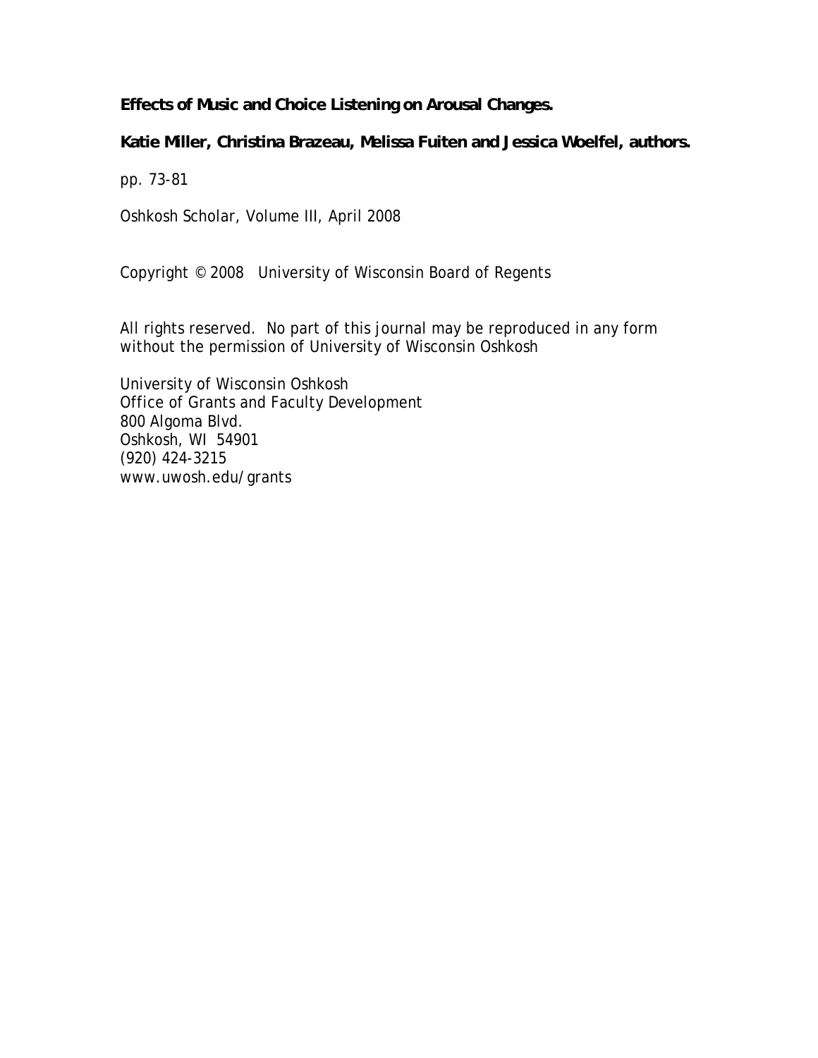**Effects of Music and Choice Listening on Arousal Changes.**

**Katie Miller, Christina Brazeau, Melissa Fuiten and Jessica Woelfel, authors.**

pp. 73-81

Oshkosh Scholar, Volume III, April 2008

Copyright © 2008 University of Wisconsin Board of Regents

All rights reserved. No part of this journal may be reproduced in any form without the permission of University of Wisconsin Oshkosh

University of Wisconsin Oshkosh
Office of Grants and Faculty Development
800 Algoma Blvd.
Oshkosh, WI 54901
(920) 424-3215
www.uwosh.edu/grants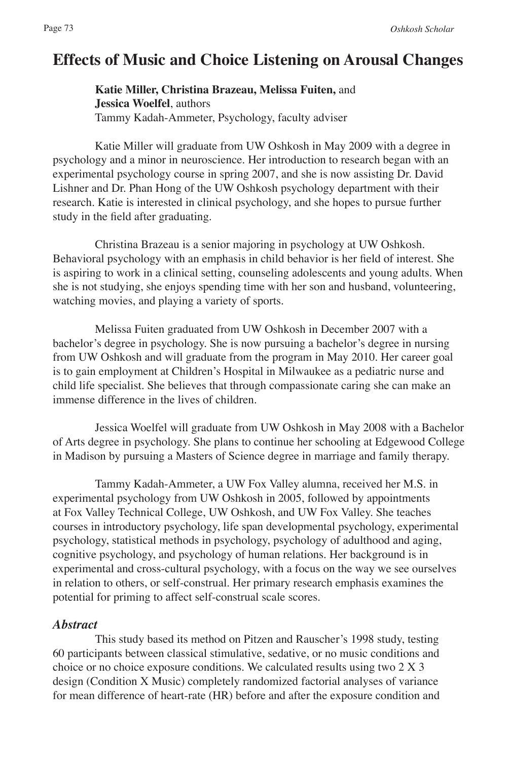# Effects of Music and Choice Listening on Arousal Changes

**Katie Miller, Christina Brazeau, Melissa Fuiten,** and **Jessica Woelfel**, authors
Tammy Kadah-Ammeter, Psychology, faculty adviser

Katie Miller will graduate from UW Oshkosh in May 2009 with a degree in psychology and a minor in neuroscience. Her introduction to research began with an experimental psychology course in spring 2007, and she is now assisting Dr. David Lishner and Dr. Phan Hong of the UW Oshkosh psychology department with their research. Katie is interested in clinical psychology, and she hopes to pursue further study in the field after graduating.

Christina Brazeau is a senior majoring in psychology at UW Oshkosh. Behavioral psychology with an emphasis in child behavior is her field of interest. She is aspiring to work in a clinical setting, counseling adolescents and young adults. When she is not studying, she enjoys spending time with her son and husband, volunteering, watching movies, and playing a variety of sports.

Melissa Fuiten graduated from UW Oshkosh in December 2007 with a bachelor's degree in psychology. She is now pursuing a bachelor's degree in nursing from UW Oshkosh and will graduate from the program in May 2010. Her career goal is to gain employment at Children's Hospital in Milwaukee as a pediatric nurse and child life specialist. She believes that through compassionate caring she can make an immense difference in the lives of children.

Jessica Woelfel will graduate from UW Oshkosh in May 2008 with a Bachelor of Arts degree in psychology. She plans to continue her schooling at Edgewood College in Madison by pursuing a Masters of Science degree in marriage and family therapy.

Tammy Kadah-Ammeter, a UW Fox Valley alumna, received her M.S. in experimental psychology from UW Oshkosh in 2005, followed by appointments at Fox Valley Technical College, UW Oshkosh, and UW Fox Valley. She teaches courses in introductory psychology, life span developmental psychology, experimental psychology, statistical methods in psychology, psychology of adulthood and aging, cognitive psychology, and psychology of human relations. Her background is in experimental and cross-cultural psychology, with a focus on the way we see ourselves in relation to others, or self-construal. Her primary research emphasis examines the potential for priming to affect self-construal scale scores.

### *Abstract*

This study based its method on Pitzen and Rauscher's 1998 study, testing 60 participants between classical stimulative, sedative, or no music conditions and choice or no choice exposure conditions. We calculated results using two 2 X 3 design (Condition X Music) completely randomized factorial analyses of variance for mean difference of heart-rate (HR) before and after the exposure condition and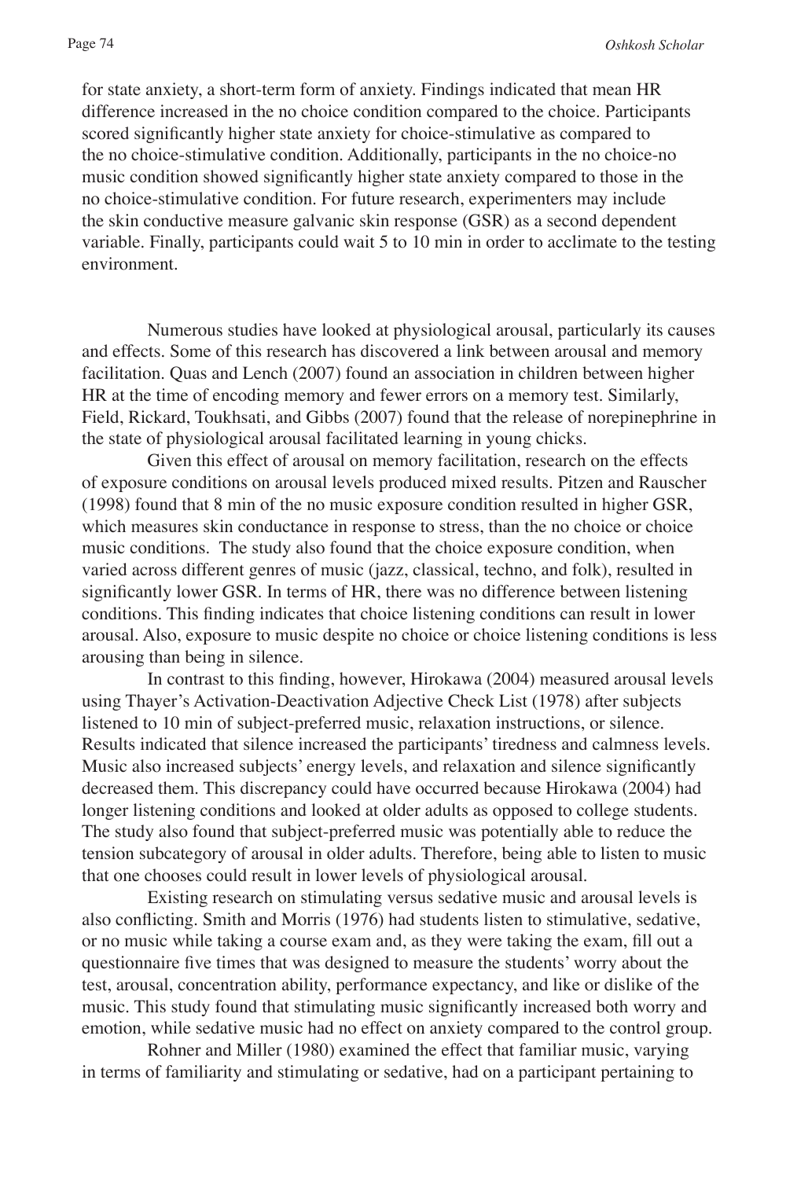for state anxiety, a short-term form of anxiety. Findings indicated that mean HR difference increased in the no choice condition compared to the choice. Participants scored significantly higher state anxiety for choice-stimulative as compared to the no choice-stimulative condition. Additionally, participants in the no choice-no music condition showed significantly higher state anxiety compared to those in the no choice-stimulative condition. For future research, experimenters may include the skin conductive measure galvanic skin response (GSR) as a second dependent variable. Finally, participants could wait 5 to 10 min in order to acclimate to the testing environment.

Numerous studies have looked at physiological arousal, particularly its causes and effects. Some of this research has discovered a link between arousal and memory facilitation. Quas and Lench (2007) found an association in children between higher HR at the time of encoding memory and fewer errors on a memory test. Similarly, Field, Rickard, Toukhsati, and Gibbs (2007) found that the release of norepinephrine in the state of physiological arousal facilitated learning in young chicks.

Given this effect of arousal on memory facilitation, research on the effects of exposure conditions on arousal levels produced mixed results. Pitzen and Rauscher (1998) found that 8 min of the no music exposure condition resulted in higher GSR, which measures skin conductance in response to stress, than the no choice or choice music conditions. The study also found that the choice exposure condition, when varied across different genres of music (jazz, classical, techno, and folk), resulted in significantly lower GSR. In terms of HR, there was no difference between listening conditions. This finding indicates that choice listening conditions can result in lower arousal. Also, exposure to music despite no choice or choice listening conditions is less arousing than being in silence.

In contrast to this finding, however, Hirokawa (2004) measured arousal levels using Thayer's Activation-Deactivation Adjective Check List (1978) after subjects listened to 10 min of subject-preferred music, relaxation instructions, or silence. Results indicated that silence increased the participants' tiredness and calmness levels. Music also increased subjects' energy levels, and relaxation and silence significantly decreased them. This discrepancy could have occurred because Hirokawa (2004) had longer listening conditions and looked at older adults as opposed to college students. The study also found that subject-preferred music was potentially able to reduce the tension subcategory of arousal in older adults. Therefore, being able to listen to music that one chooses could result in lower levels of physiological arousal.

Existing research on stimulating versus sedative music and arousal levels is also conflicting. Smith and Morris (1976) had students listen to stimulative, sedative, or no music while taking a course exam and, as they were taking the exam, fill out a questionnaire five times that was designed to measure the students' worry about the test, arousal, concentration ability, performance expectancy, and like or dislike of the music. This study found that stimulating music significantly increased both worry and emotion, while sedative music had no effect on anxiety compared to the control group.

Rohner and Miller (1980) examined the effect that familiar music, varying in terms of familiarity and stimulating or sedative, had on a participant pertaining to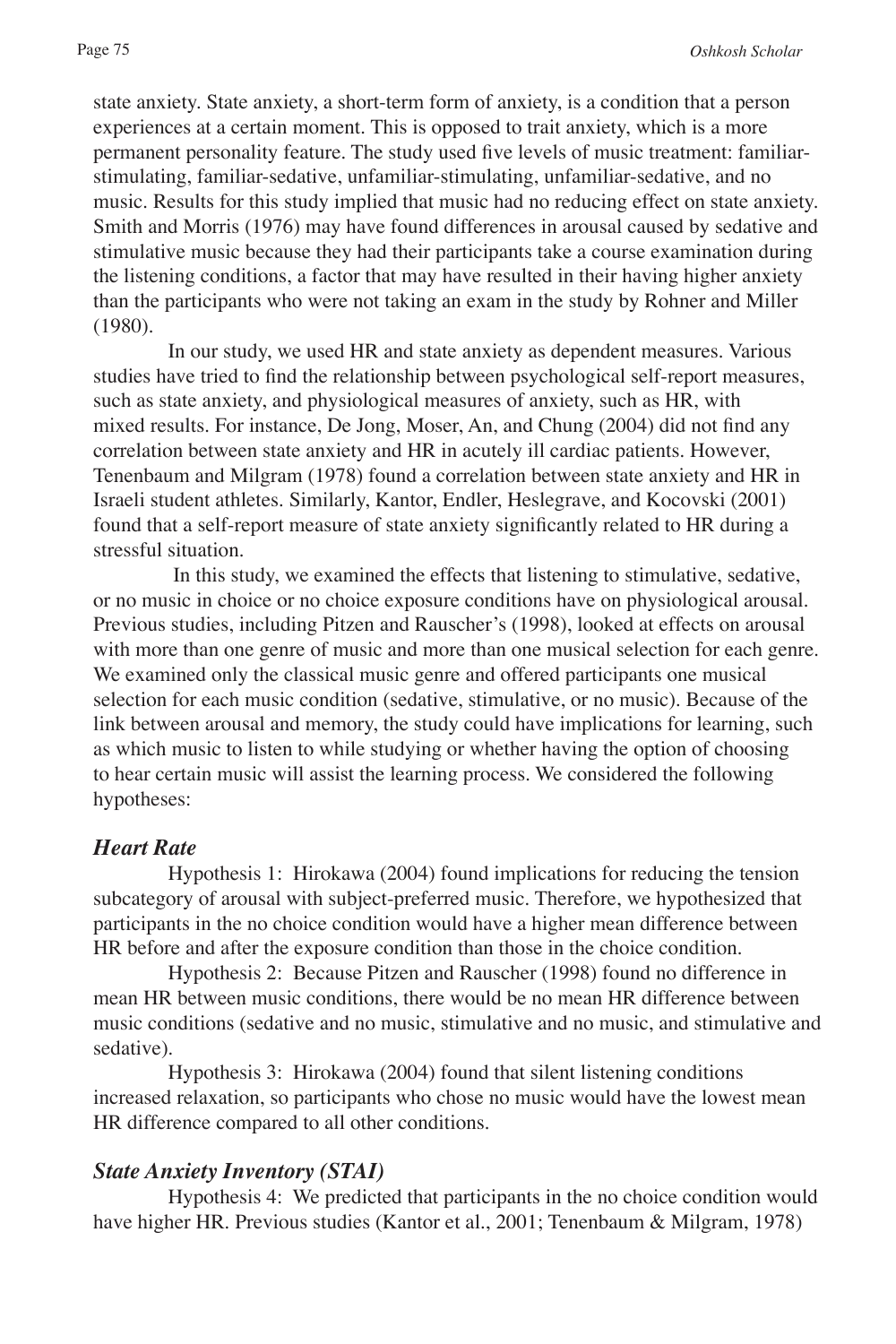state anxiety. State anxiety, a short-term form of anxiety, is a condition that a person experiences at a certain moment. This is opposed to trait anxiety, which is a more permanent personality feature. The study used five levels of music treatment: familiar-stimulating, familiar-sedative, unfamiliar-stimulating, unfamiliar-sedative, and no music. Results for this study implied that music had no reducing effect on state anxiety. Smith and Morris (1976) may have found differences in arousal caused by sedative and stimulative music because they had their participants take a course examination during the listening conditions, a factor that may have resulted in their having higher anxiety than the participants who were not taking an exam in the study by Rohner and Miller (1980).

In our study, we used HR and state anxiety as dependent measures. Various studies have tried to find the relationship between psychological self-report measures, such as state anxiety, and physiological measures of anxiety, such as HR, with mixed results. For instance, De Jong, Moser, An, and Chung (2004) did not find any correlation between state anxiety and HR in acutely ill cardiac patients. However, Tenenbaum and Milgram (1978) found a correlation between state anxiety and HR in Israeli student athletes. Similarly, Kantor, Endler, Heslegrave, and Kocovski (2001) found that a self-report measure of state anxiety significantly related to HR during a stressful situation.

In this study, we examined the effects that listening to stimulative, sedative, or no music in choice or no choice exposure conditions have on physiological arousal. Previous studies, including Pitzen and Rauscher's (1998), looked at effects on arousal with more than one genre of music and more than one musical selection for each genre. We examined only the classical music genre and offered participants one musical selection for each music condition (sedative, stimulative, or no music). Because of the link between arousal and memory, the study could have implications for learning, such as which music to listen to while studying or whether having the option of choosing to hear certain music will assist the learning process. We considered the following hypotheses:

### *Heart Rate*

Hypothesis 1: Hirokawa (2004) found implications for reducing the tension subcategory of arousal with subject-preferred music. Therefore, we hypothesized that participants in the no choice condition would have a higher mean difference between HR before and after the exposure condition than those in the choice condition.

Hypothesis 2: Because Pitzen and Rauscher (1998) found no difference in mean HR between music conditions, there would be no mean HR difference between music conditions (sedative and no music, stimulative and no music, and stimulative and sedative).

Hypothesis 3: Hirokawa (2004) found that silent listening conditions increased relaxation, so participants who chose no music would have the lowest mean HR difference compared to all other conditions.

### *State Anxiety Inventory (STAI)*

Hypothesis 4: We predicted that participants in the no choice condition would have higher HR. Previous studies (Kantor et al., 2001; Tenenbaum & Milgram, 1978)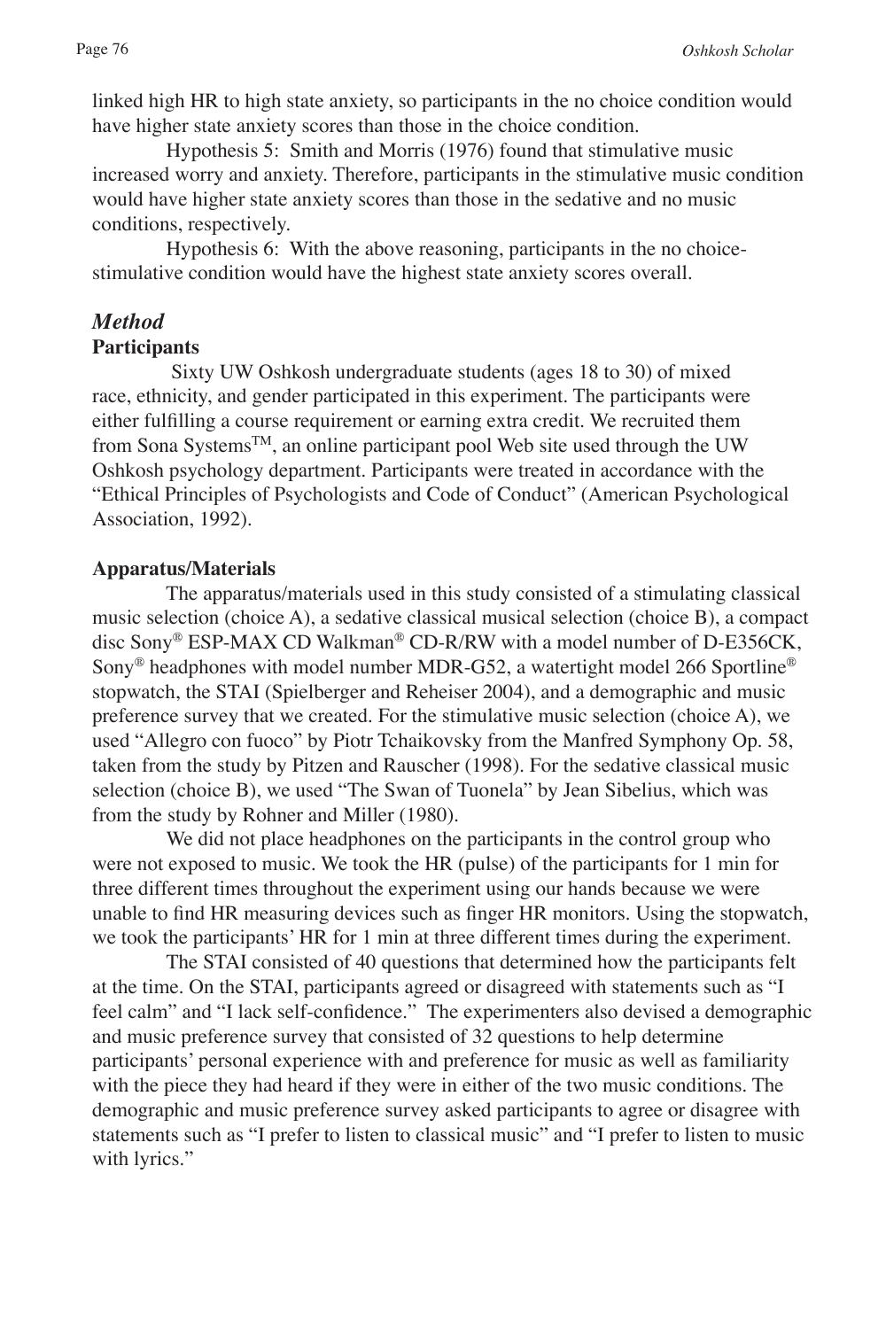linked high HR to high state anxiety, so participants in the no choice condition would have higher state anxiety scores than those in the choice condition.

Hypothesis 5: Smith and Morris (1976) found that stimulative music increased worry and anxiety. Therefore, participants in the stimulative music condition would have higher state anxiety scores than those in the sedative and no music conditions, respectively.

Hypothesis 6: With the above reasoning, participants in the no choice-stimulative condition would have the highest state anxiety scores overall.

## *Method*

### Participants

Sixty UW Oshkosh undergraduate students (ages 18 to 30) of mixed race, ethnicity, and gender participated in this experiment. The participants were either fulfilling a course requirement or earning extra credit. We recruited them from Sona Systems™, an online participant pool Web site used through the UW Oshkosh psychology department. Participants were treated in accordance with the "Ethical Principles of Psychologists and Code of Conduct" (American Psychological Association, 1992).

### Apparatus/Materials

The apparatus/materials used in this study consisted of a stimulating classical music selection (choice A), a sedative classical musical selection (choice B), a compact disc Sony® ESP-MAX CD Walkman® CD-R/RW with a model number of D-E356CK, Sony® headphones with model number MDR-G52, a watertight model 266 Sportline® stopwatch, the STAI (Spielberger and Reheiser 2004), and a demographic and music preference survey that we created. For the stimulative music selection (choice A), we used "Allegro con fuoco" by Piotr Tchaikovsky from the Manfred Symphony Op. 58, taken from the study by Pitzen and Rauscher (1998). For the sedative classical music selection (choice B), we used "The Swan of Tuonela" by Jean Sibelius, which was from the study by Rohner and Miller (1980).

We did not place headphones on the participants in the control group who were not exposed to music. We took the HR (pulse) of the participants for 1 min for three different times throughout the experiment using our hands because we were unable to find HR measuring devices such as finger HR monitors. Using the stopwatch, we took the participants' HR for 1 min at three different times during the experiment.

The STAI consisted of 40 questions that determined how the participants felt at the time. On the STAI, participants agreed or disagreed with statements such as "I feel calm" and "I lack self-confidence." The experimenters also devised a demographic and music preference survey that consisted of 32 questions to help determine participants' personal experience with and preference for music as well as familiarity with the piece they had heard if they were in either of the two music conditions. The demographic and music preference survey asked participants to agree or disagree with statements such as "I prefer to listen to classical music" and "I prefer to listen to music with lyrics."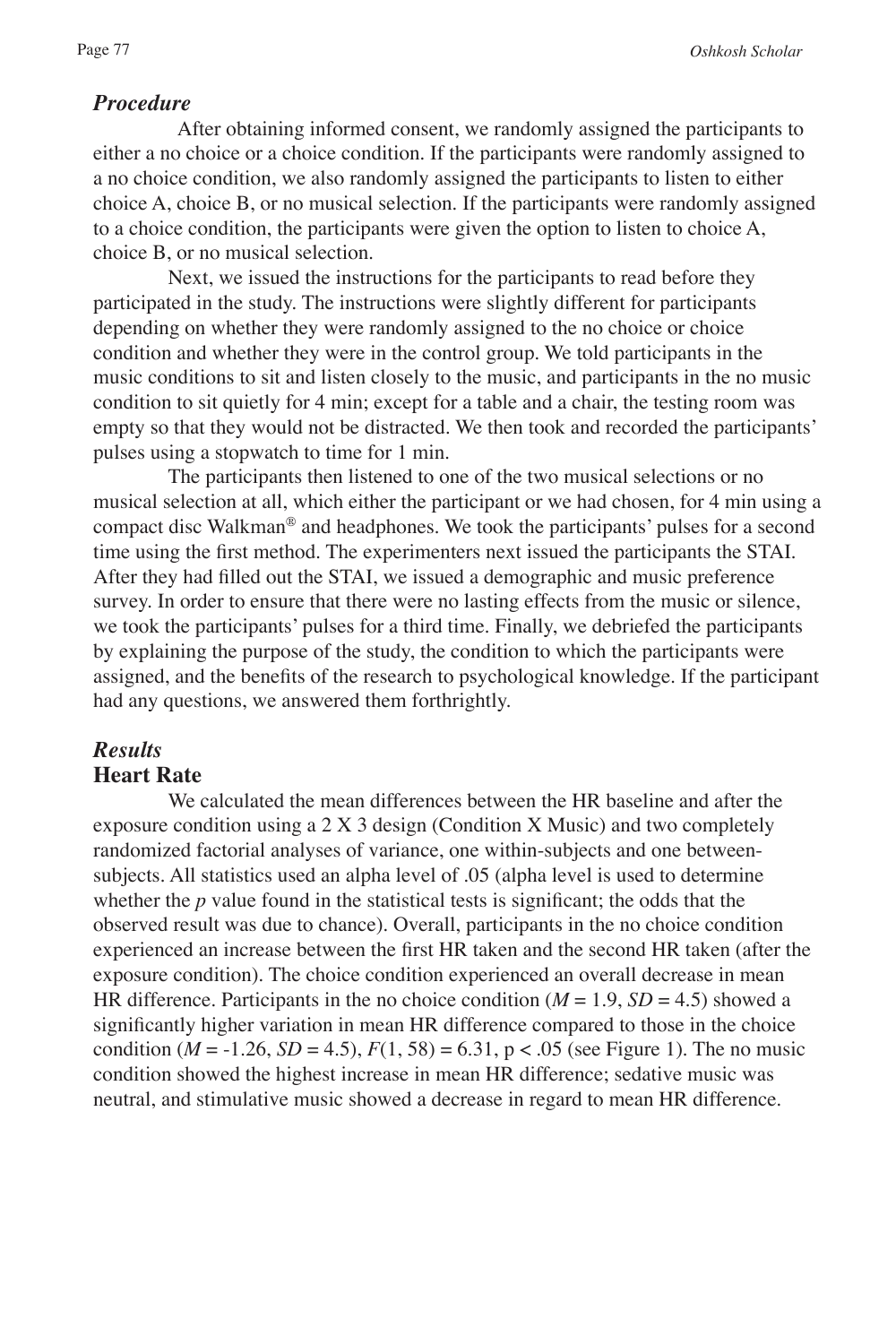### *Procedure*

After obtaining informed consent, we randomly assigned the participants to either a no choice or a choice condition. If the participants were randomly assigned to a no choice condition, we also randomly assigned the participants to listen to either choice A, choice B, or no musical selection. If the participants were randomly assigned to a choice condition, the participants were given the option to listen to choice A, choice B, or no musical selection.

Next, we issued the instructions for the participants to read before they participated in the study. The instructions were slightly different for participants depending on whether they were randomly assigned to the no choice or choice condition and whether they were in the control group. We told participants in the music conditions to sit and listen closely to the music, and participants in the no music condition to sit quietly for 4 min; except for a table and a chair, the testing room was empty so that they would not be distracted. We then took and recorded the participants' pulses using a stopwatch to time for 1 min.

The participants then listened to one of the two musical selections or no musical selection at all, which either the participant or we had chosen, for 4 min using a compact disc Walkman® and headphones. We took the participants' pulses for a second time using the first method. The experimenters next issued the participants the STAI. After they had filled out the STAI, we issued a demographic and music preference survey. In order to ensure that there were no lasting effects from the music or silence, we took the participants' pulses for a third time. Finally, we debriefed the participants by explaining the purpose of the study, the condition to which the participants were assigned, and the benefits of the research to psychological knowledge. If the participant had any questions, we answered them forthrightly.

### *Results*

### **Heart Rate**

We calculated the mean differences between the HR baseline and after the exposure condition using a 2 X 3 design (Condition X Music) and two completely randomized factorial analyses of variance, one within-subjects and one between-subjects. All statistics used an alpha level of .05 (alpha level is used to determine whether the *p* value found in the statistical tests is significant; the odds that the observed result was due to chance). Overall, participants in the no choice condition experienced an increase between the first HR taken and the second HR taken (after the exposure condition). The choice condition experienced an overall decrease in mean HR difference. Participants in the no choice condition ($M = 1.9$, $SD = 4.5$) showed a significantly higher variation in mean HR difference compared to those in the choice condition ($M = -1.26$, $SD = 4.5$), $F(1, 58) = 6.31$, $p < .05$ (see Figure 1). The no music condition showed the highest increase in mean HR difference; sedative music was neutral, and stimulative music showed a decrease in regard to mean HR difference.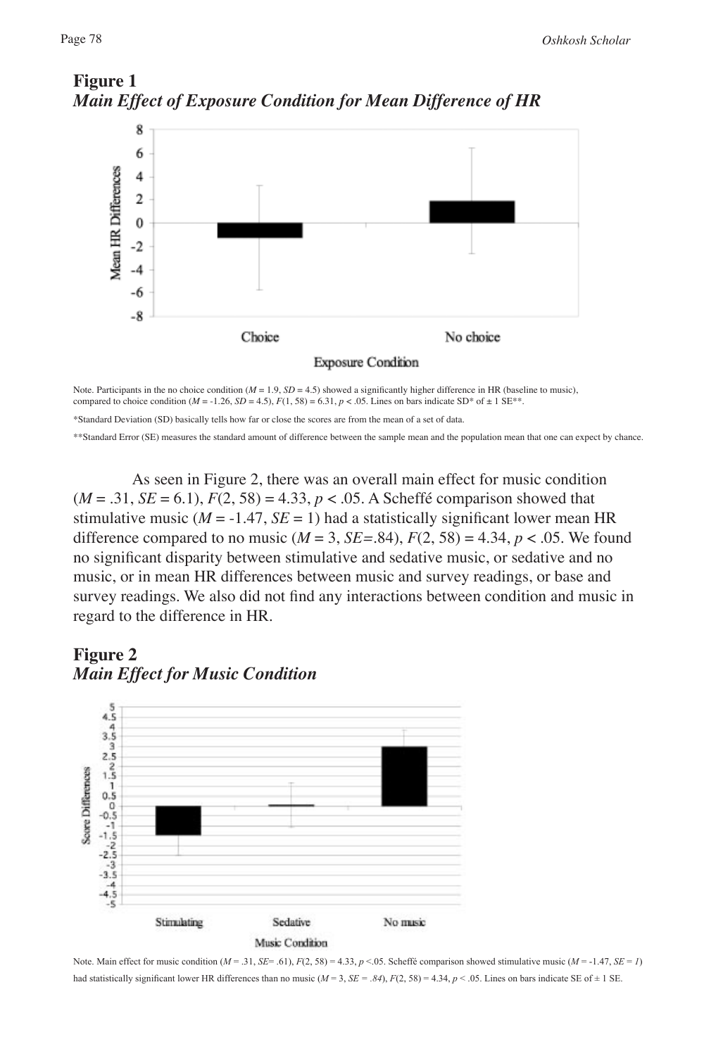**Figure 1**
***Main Effect of Exposure Condition for Mean Difference of HR***

Note. Participants in the no choice condition ($M$ = 1.9, $SD$ = 4.5) showed a significantly higher difference in HR (baseline to music), compared to choice condition ($M$ = -1.26, $SD$ = 4.5), $F(1, 58) = 6.31$, $p < .05$. Lines on bars indicate SD* of ± 1 SE**.

*Standard Deviation (SD) basically tells how far or close the scores are from the mean of a set of data.

**Standard Error (SE) measures the standard amount of difference between the sample mean and the population mean that one can expect by chance.

As seen in Figure 2, there was an overall main effect for music condition ($M$ = .31, $SE$ = 6.1), $F(2, 58) = 4.33$, $p < .05$. A Scheffé comparison showed that stimulative music ($M$ = -1.47, $SE$ = 1) had a statistically significant lower mean HR difference compared to no music ($M$ = 3, $SE$=.84), $F(2, 58) = 4.34$, $p < .05$. We found no significant disparity between stimulative and sedative music, or sedative and no music, or in mean HR differences between music and survey readings, or base and survey readings. We also did not find any interactions between condition and music in regard to the difference in HR.

**Figure 2**
***Main Effect for Music Condition***

Note. Main effect for music condition ($M$ = .31, $SE$= .61), $F(2, 58) = 4.33$, $p$ <.05. Scheffé comparison showed stimulative music ($M$ = -1.47, $SE$ = 1) had statistically significant lower HR differences than no music ($M$ = 3, $SE$ = .84), $F(2, 58) = 4.34$, $p < .05$. Lines on bars indicate SE of ± 1 SE.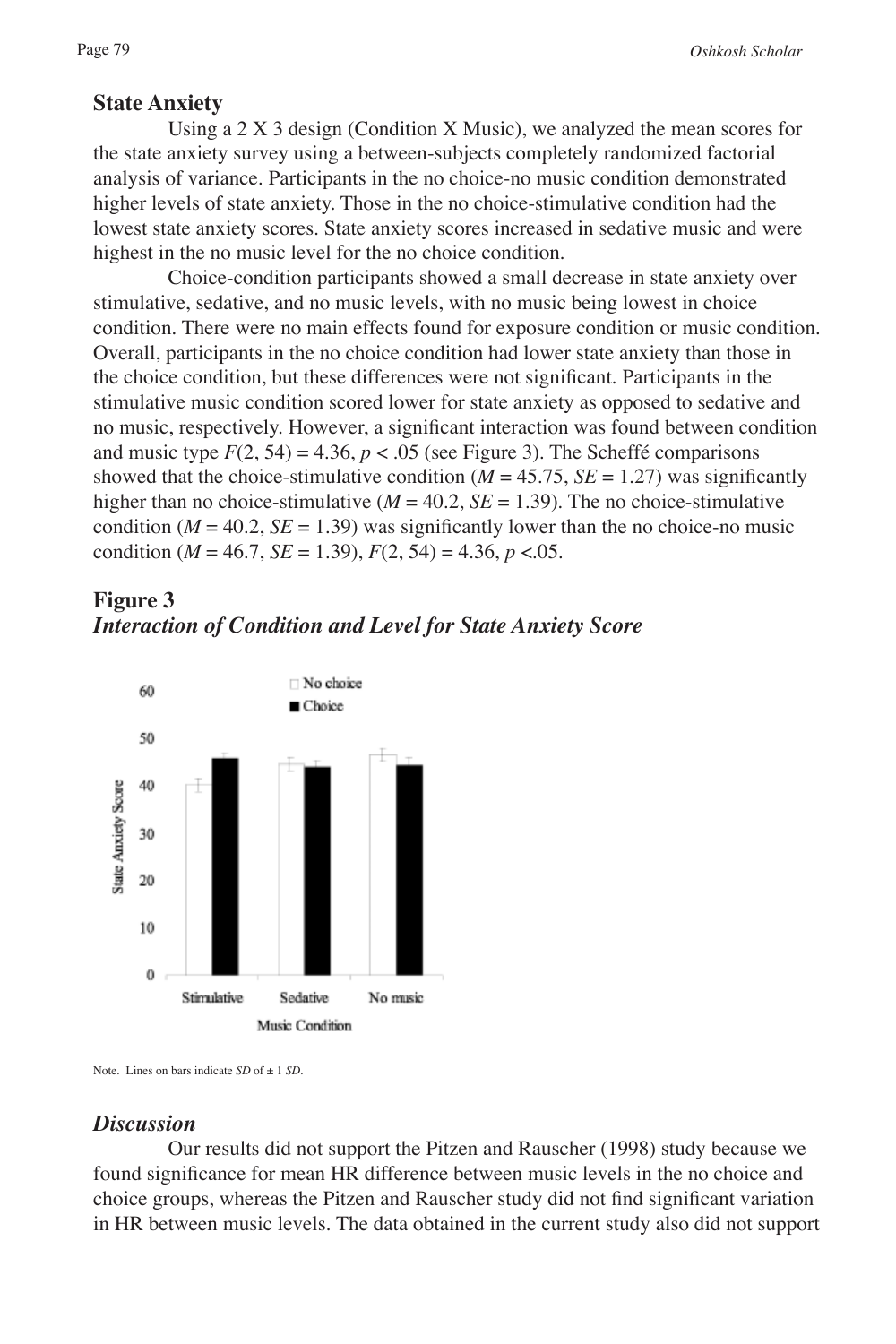## State Anxiety

Using a 2 X 3 design (Condition X Music), we analyzed the mean scores for the state anxiety survey using a between-subjects completely randomized factorial analysis of variance. Participants in the no choice-no music condition demonstrated higher levels of state anxiety. Those in the no choice-stimulative condition had the lowest state anxiety scores. State anxiety scores increased in sedative music and were highest in the no music level for the no choice condition.

Choice-condition participants showed a small decrease in state anxiety over stimulative, sedative, and no music levels, with no music being lowest in choice condition. There were no main effects found for exposure condition or music condition. Overall, participants in the no choice condition had lower state anxiety than those in the choice condition, but these differences were not significant. Participants in the stimulative music condition scored lower for state anxiety as opposed to sedative and no music, respectively. However, a significant interaction was found between condition and music type $F(2, 54) = 4.36$, $p < .05$ (see Figure 3). The Scheffé comparisons showed that the choice-stimulative condition ($M = 45.75$, $SE = 1.27$) was significantly higher than no choice-stimulative ($M = 40.2$, $SE = 1.39$). The no choice-stimulative condition ($M = 40.2$, $SE = 1.39$) was significantly lower than the no choice-no music condition ($M = 46.7$, $SE = 1.39$), $F(2, 54) = 4.36$, $p < .05$.

**Figure 3**

***Interaction of Condition and Level for State Anxiety Score***

Note. Lines on bars indicate *SD* of ± 1 *SD*.

## *Discussion*

Our results did not support the Pitzen and Rauscher (1998) study because we found significance for mean HR difference between music levels in the no choice and choice groups, whereas the Pitzen and Rauscher study did not find significant variation in HR between music levels. The data obtained in the current study also did not support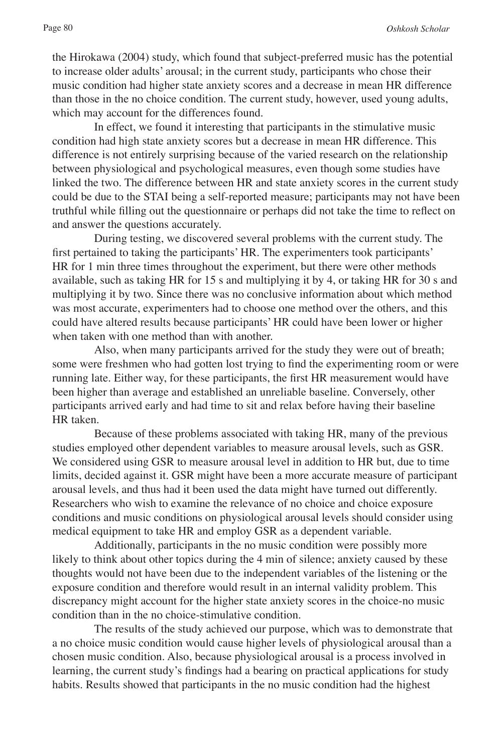the Hirokawa (2004) study, which found that subject-preferred music has the potential to increase older adults' arousal; in the current study, participants who chose their music condition had higher state anxiety scores and a decrease in mean HR difference than those in the no choice condition. The current study, however, used young adults, which may account for the differences found.

In effect, we found it interesting that participants in the stimulative music condition had high state anxiety scores but a decrease in mean HR difference. This difference is not entirely surprising because of the varied research on the relationship between physiological and psychological measures, even though some studies have linked the two. The difference between HR and state anxiety scores in the current study could be due to the STAI being a self-reported measure; participants may not have been truthful while filling out the questionnaire or perhaps did not take the time to reflect on and answer the questions accurately.

During testing, we discovered several problems with the current study. The first pertained to taking the participants' HR. The experimenters took participants' HR for 1 min three times throughout the experiment, but there were other methods available, such as taking HR for 15 s and multiplying it by 4, or taking HR for 30 s and multiplying it by two. Since there was no conclusive information about which method was most accurate, experimenters had to choose one method over the others, and this could have altered results because participants' HR could have been lower or higher when taken with one method than with another.

Also, when many participants arrived for the study they were out of breath; some were freshmen who had gotten lost trying to find the experimenting room or were running late. Either way, for these participants, the first HR measurement would have been higher than average and established an unreliable baseline. Conversely, other participants arrived early and had time to sit and relax before having their baseline HR taken.

Because of these problems associated with taking HR, many of the previous studies employed other dependent variables to measure arousal levels, such as GSR. We considered using GSR to measure arousal level in addition to HR but, due to time limits, decided against it. GSR might have been a more accurate measure of participant arousal levels, and thus had it been used the data might have turned out differently. Researchers who wish to examine the relevance of no choice and choice exposure conditions and music conditions on physiological arousal levels should consider using medical equipment to take HR and employ GSR as a dependent variable.

Additionally, participants in the no music condition were possibly more likely to think about other topics during the 4 min of silence; anxiety caused by these thoughts would not have been due to the independent variables of the listening or the exposure condition and therefore would result in an internal validity problem. This discrepancy might account for the higher state anxiety scores in the choice-no music condition than in the no choice-stimulative condition.

The results of the study achieved our purpose, which was to demonstrate that a no choice music condition would cause higher levels of physiological arousal than a chosen music condition. Also, because physiological arousal is a process involved in learning, the current study's findings had a bearing on practical applications for study habits. Results showed that participants in the no music condition had the highest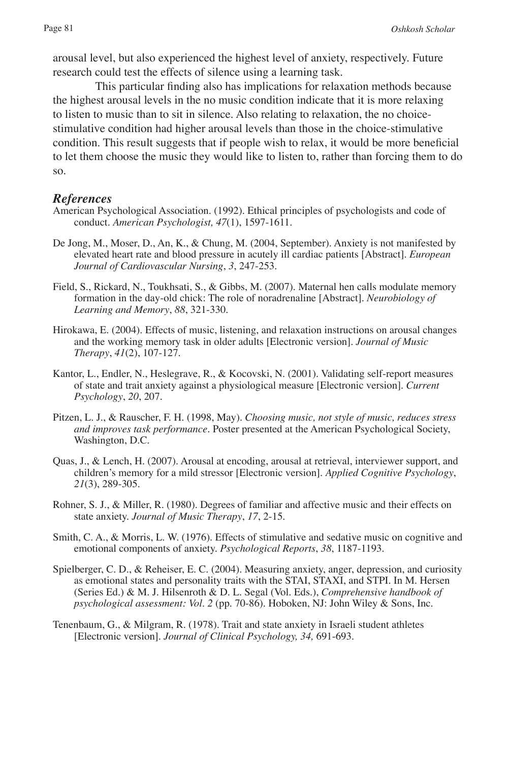arousal level, but also experienced the highest level of anxiety, respectively. Future research could test the effects of silence using a learning task.

This particular finding also has implications for relaxation methods because the highest arousal levels in the no music condition indicate that it is more relaxing to listen to music than to sit in silence. Also relating to relaxation, the no choice-stimulative condition had higher arousal levels than those in the choice-stimulative condition. This result suggests that if people wish to relax, it would be more beneficial to let them choose the music they would like to listen to, rather than forcing them to do so.

### *References*

American Psychological Association. (1992). Ethical principles of psychologists and code of conduct. *American Psychologist, 47*(1), 1597-1611.

De Jong, M., Moser, D., An, K., & Chung, M. (2004, September). Anxiety is not manifested by elevated heart rate and blood pressure in acutely ill cardiac patients [Abstract]. *European Journal of Cardiovascular Nursing*, *3*, 247-253.

Field, S., Rickard, N., Toukhsati, S., & Gibbs, M. (2007). Maternal hen calls modulate memory formation in the day-old chick: The role of noradrenaline [Abstract]. *Neurobiology of Learning and Memory*, *88*, 321-330.

Hirokawa, E. (2004). Effects of music, listening, and relaxation instructions on arousal changes and the working memory task in older adults [Electronic version]. *Journal of Music Therapy*, *41*(2), 107-127.

Kantor, L., Endler, N., Heslegrave, R., & Kocovski, N. (2001). Validating self-report measures of state and trait anxiety against a physiological measure [Electronic version]. *Current Psychology*, *20*, 207.

Pitzen, L. J., & Rauscher, F. H. (1998, May). *Choosing music, not style of music, reduces stress and improves task performance*. Poster presented at the American Psychological Society, Washington, D.C.

Quas, J., & Lench, H. (2007). Arousal at encoding, arousal at retrieval, interviewer support, and children's memory for a mild stressor [Electronic version]. *Applied Cognitive Psychology*, *21*(3), 289-305.

Rohner, S. J., & Miller, R. (1980). Degrees of familiar and affective music and their effects on state anxiety. *Journal of Music Therapy*, *17*, 2-15.

Smith, C. A., & Morris, L. W. (1976). Effects of stimulative and sedative music on cognitive and emotional components of anxiety. *Psychological Reports*, *38*, 1187-1193.

Spielberger, C. D., & Reheiser, E. C. (2004). Measuring anxiety, anger, depression, and curiosity as emotional states and personality traits with the STAI, STAXI, and STPI. In M. Hersen (Series Ed.) & M. J. Hilsenroth & D. L. Segal (Vol. Eds.), *Comprehensive handbook of psychological assessment: Vol. 2* (pp. 70-86). Hoboken, NJ: John Wiley & Sons, Inc.

Tenenbaum, G., & Milgram, R. (1978). Trait and state anxiety in Israeli student athletes [Electronic version]. *Journal of Clinical Psychology, 34,* 691-693.